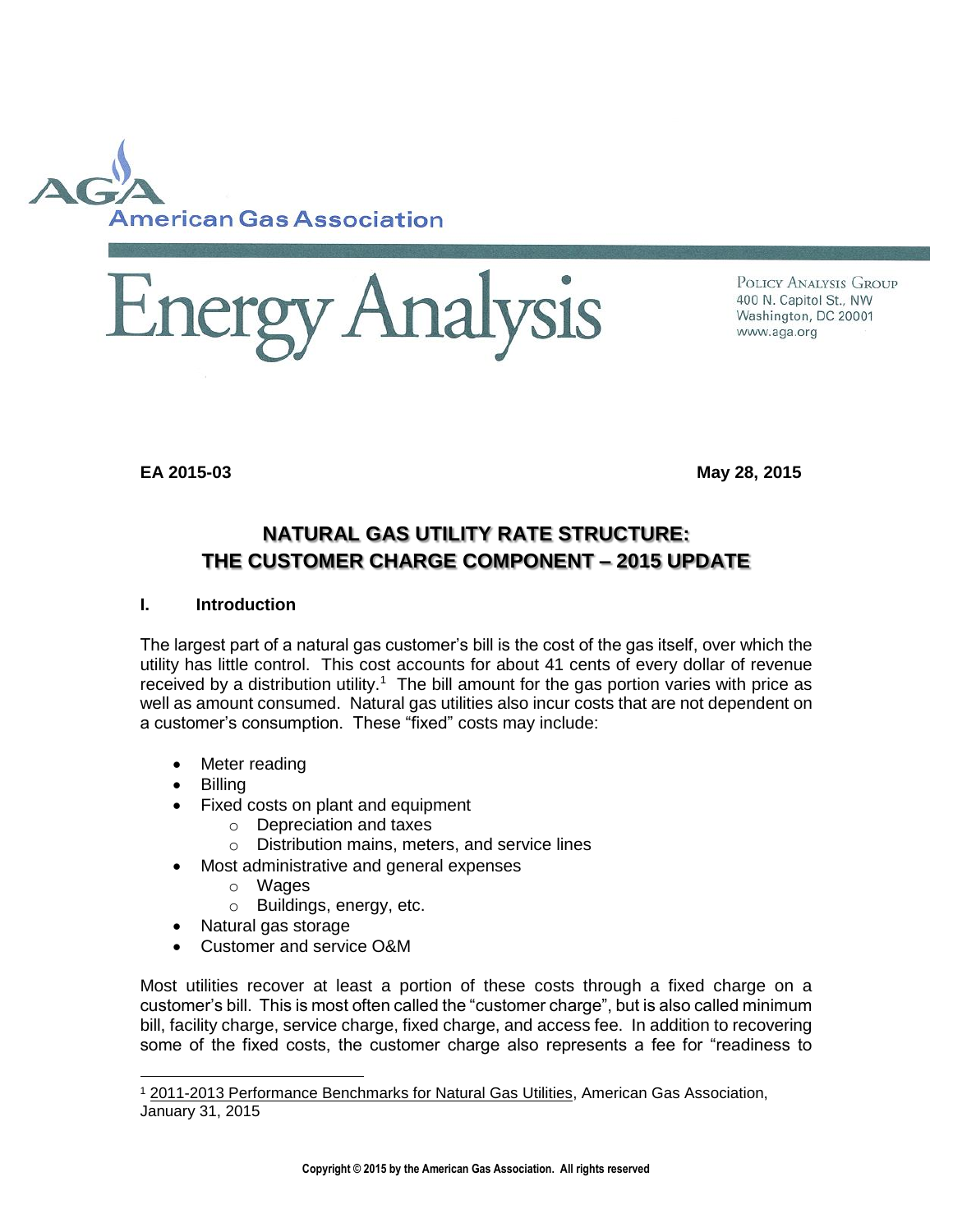American Gas Association

# Energy Analysis

Policy Analysis Group
400 N. Capitol St., NW
Washington, DC 20001
www.aga.org

**EA 2015-03** **May 28, 2015**

## NATURAL GAS UTILITY RATE STRUCTURE: THE CUSTOMER CHARGE COMPONENT – 2015 UPDATE

### I. Introduction

The largest part of a natural gas customer's bill is the cost of the gas itself, over which the utility has little control. This cost accounts for about 41 cents of every dollar of revenue received by a distribution utility.[1] The bill amount for the gas portion varies with price as well as amount consumed. Natural gas utilities also incur costs that are not dependent on a customer's consumption. These "fixed" costs may include:

- Meter reading
- Billing
- Fixed costs on plant and equipment
  - Depreciation and taxes
  - Distribution mains, meters, and service lines
- Most administrative and general expenses
  - Wages
  - Buildings, energy, etc.
- Natural gas storage
- Customer and service O&M

Most utilities recover at least a portion of these costs through a fixed charge on a customer's bill. This is most often called the "customer charge", but is also called minimum bill, facility charge, service charge, fixed charge, and access fee. In addition to recovering some of the fixed costs, the customer charge also represents a fee for "readiness to

[1] 2011-2013 Performance Benchmarks for Natural Gas Utilities, American Gas Association, January 31, 2015

Copyright © 2015 by the American Gas Association. All rights reserved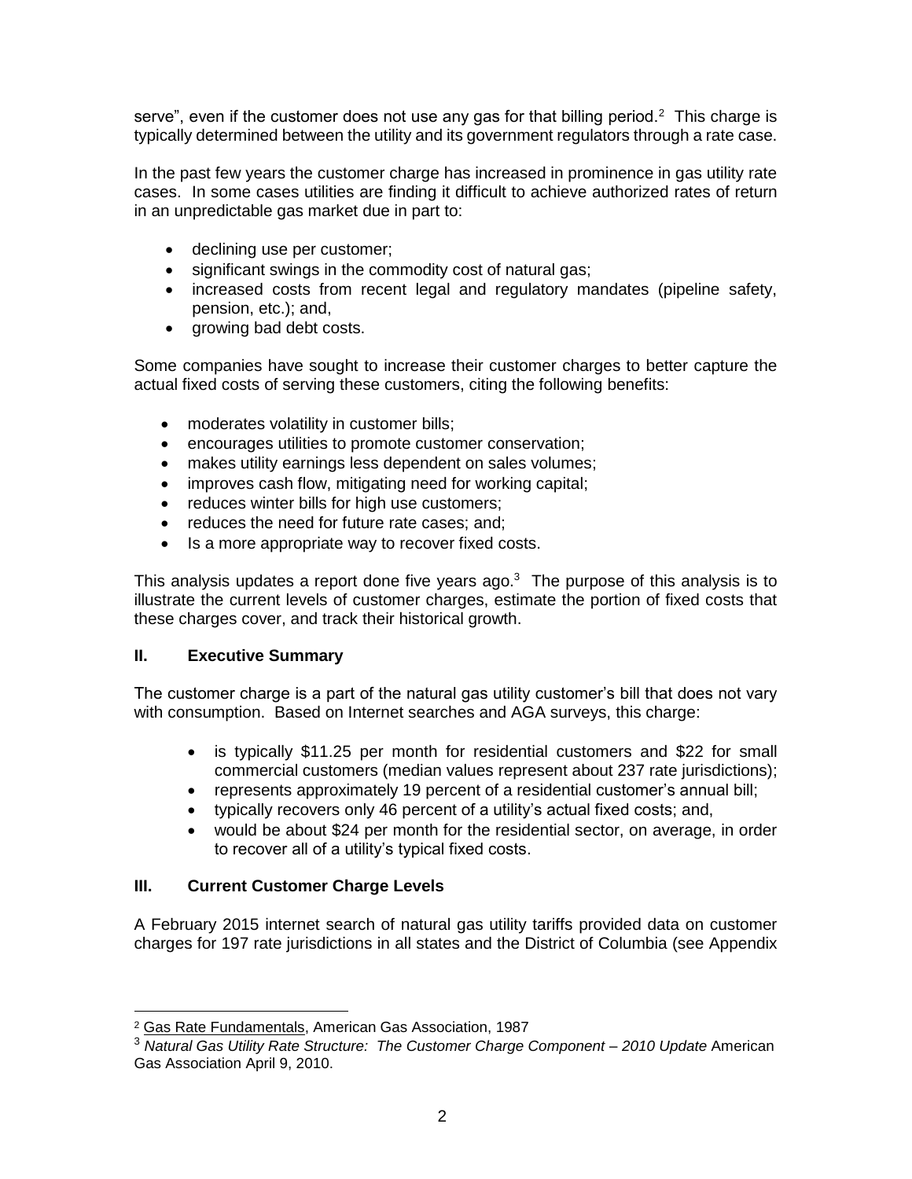serve", even if the customer does not use any gas for that billing period.[2] This charge is typically determined between the utility and its government regulators through a rate case.

In the past few years the customer charge has increased in prominence in gas utility rate cases. In some cases utilities are finding it difficult to achieve authorized rates of return in an unpredictable gas market due in part to:

- declining use per customer;
- significant swings in the commodity cost of natural gas;
- increased costs from recent legal and regulatory mandates (pipeline safety, pension, etc.); and,
- growing bad debt costs.

Some companies have sought to increase their customer charges to better capture the actual fixed costs of serving these customers, citing the following benefits:

- moderates volatility in customer bills;
- encourages utilities to promote customer conservation;
- makes utility earnings less dependent on sales volumes;
- improves cash flow, mitigating need for working capital;
- reduces winter bills for high use customers;
- reduces the need for future rate cases; and;
- Is a more appropriate way to recover fixed costs.

This analysis updates a report done five years ago.[3] The purpose of this analysis is to illustrate the current levels of customer charges, estimate the portion of fixed costs that these charges cover, and track their historical growth.

## II. Executive Summary

The customer charge is a part of the natural gas utility customer's bill that does not vary with consumption. Based on Internet searches and AGA surveys, this charge:

- is typically $11.25 per month for residential customers and $22 for small commercial customers (median values represent about 237 rate jurisdictions);
- represents approximately 19 percent of a residential customer's annual bill;
- typically recovers only 46 percent of a utility's actual fixed costs; and,
- would be about $24 per month for the residential sector, on average, in order to recover all of a utility's typical fixed costs.

## III. Current Customer Charge Levels

A February 2015 internet search of natural gas utility tariffs provided data on customer charges for 197 rate jurisdictions in all states and the District of Columbia (see Appendix

---

[2] Gas Rate Fundamentals, American Gas Association, 1987

[3] *Natural Gas Utility Rate Structure: The Customer Charge Component – 2010 Update* American Gas Association April 9, 2010.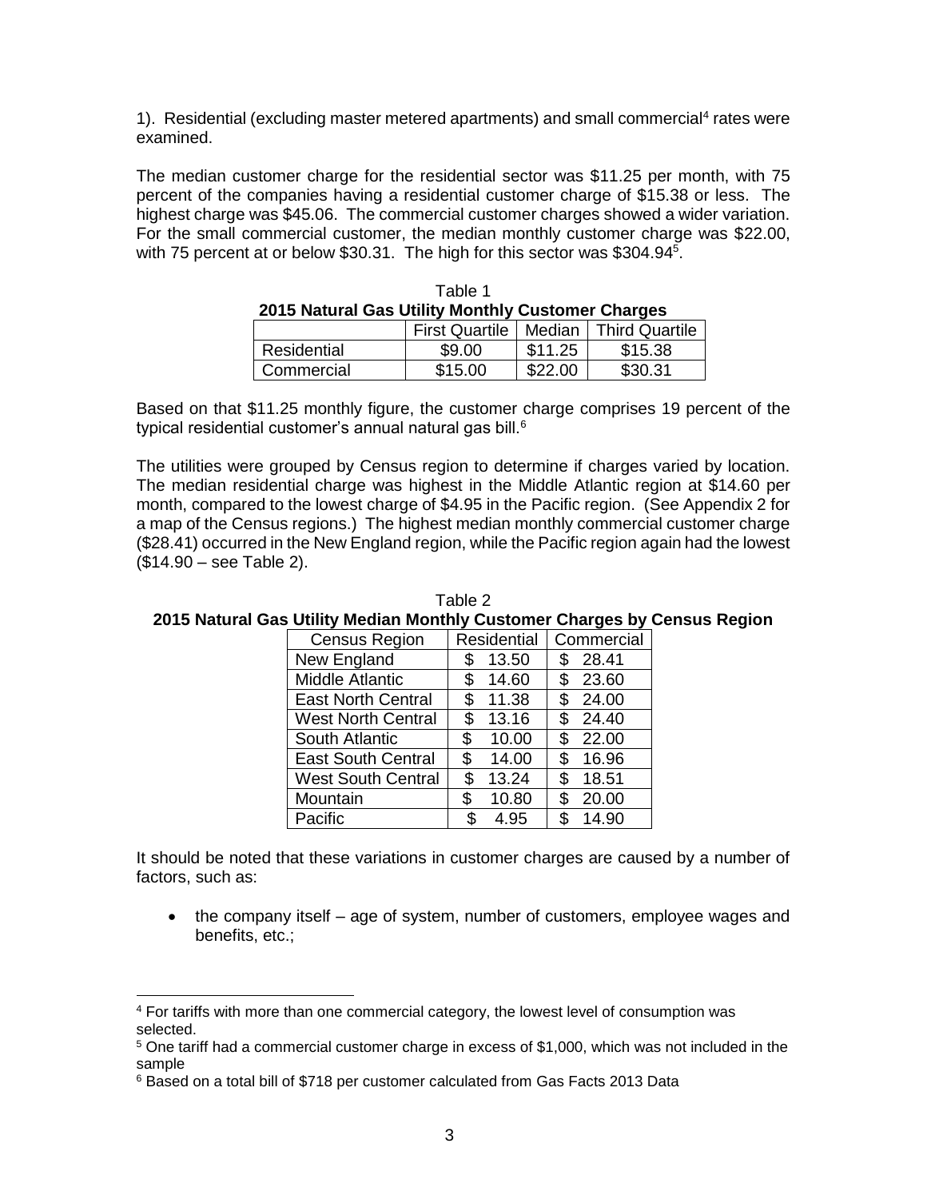1). Residential (excluding master metered apartments) and small commercial[4] rates were examined.

The median customer charge for the residential sector was $11.25 per month, with 75 percent of the companies having a residential customer charge of $15.38 or less. The highest charge was $45.06. The commercial customer charges showed a wider variation. For the small commercial customer, the median monthly customer charge was $22.00, with 75 percent at or below $30.31. The high for this sector was $304.94[5].

Table 1
**2015 Natural Gas Utility Monthly Customer Charges**

| | First Quartile | Median | Third Quartile |
|---|---|---|---|
| Residential | $9.00 | $11.25 | $15.38 |
| Commercial | $15.00 | $22.00 | $30.31 |

Based on that $11.25 monthly figure, the customer charge comprises 19 percent of the typical residential customer's annual natural gas bill.[6]

The utilities were grouped by Census region to determine if charges varied by location. The median residential charge was highest in the Middle Atlantic region at $14.60 per month, compared to the lowest charge of $4.95 in the Pacific region. (See Appendix 2 for a map of the Census regions.) The highest median monthly commercial customer charge ($28.41) occurred in the New England region, while the Pacific region again had the lowest ($14.90 – see Table 2).

Table 2
**2015 Natural Gas Utility Median Monthly Customer Charges by Census Region**

| Census Region | Residential | Commercial |
|---|---|---|
| New England | $ 13.50 | $ 28.41 |
| Middle Atlantic | $ 14.60 | $ 23.60 |
| East North Central | $ 11.38 | $ 24.00 |
| West North Central | $ 13.16 | $ 24.40 |
| South Atlantic | $ 10.00 | $ 22.00 |
| East South Central | $ 14.00 | $ 16.96 |
| West South Central | $ 13.24 | $ 18.51 |
| Mountain | $ 10.80 | $ 20.00 |
| Pacific | $ 4.95 | $ 14.90 |

It should be noted that these variations in customer charges are caused by a number of factors, such as:

- the company itself – age of system, number of customers, employee wages and benefits, etc.;

---

[4] For tariffs with more than one commercial category, the lowest level of consumption was selected.

[5] One tariff had a commercial customer charge in excess of $1,000, which was not included in the sample

[6] Based on a total bill of $718 per customer calculated from Gas Facts 2013 Data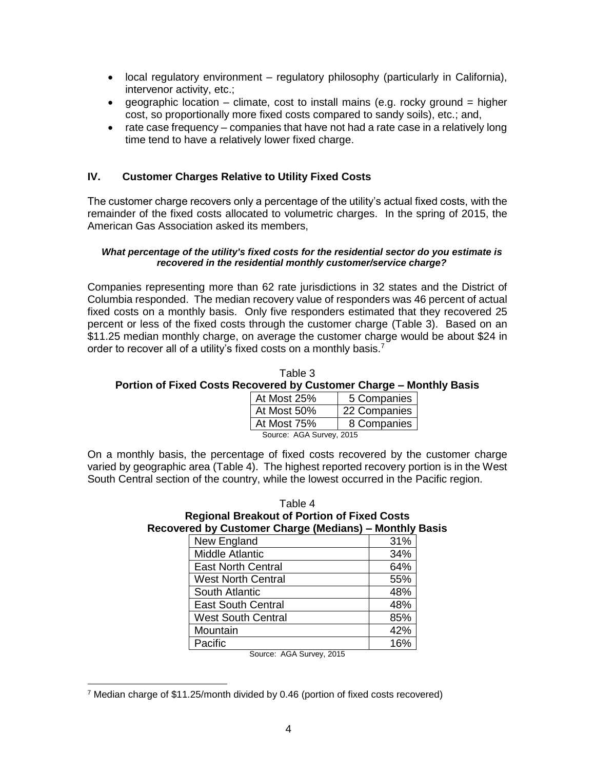- local regulatory environment – regulatory philosophy (particularly in California), intervenor activity, etc.;
- geographic location – climate, cost to install mains (e.g. rocky ground = higher cost, so proportionally more fixed costs compared to sandy soils), etc.; and,
- rate case frequency – companies that have not had a rate case in a relatively long time tend to have a relatively lower fixed charge.

## IV. Customer Charges Relative to Utility Fixed Costs

The customer charge recovers only a percentage of the utility's actual fixed costs, with the remainder of the fixed costs allocated to volumetric charges. In the spring of 2015, the American Gas Association asked its members,

***What percentage of the utility's fixed costs for the residential sector do you estimate is recovered in the residential monthly customer/service charge?***

Companies representing more than 62 rate jurisdictions in 32 states and the District of Columbia responded. The median recovery value of responders was 46 percent of actual fixed costs on a monthly basis. Only five responders estimated that they recovered 25 percent or less of the fixed costs through the customer charge (Table 3). Based on an \$11.25 median monthly charge, on average the customer charge would be about \$24 in order to recover all of a utility's fixed costs on a monthly basis.[7]

Table 3

**Portion of Fixed Costs Recovered by Customer Charge – Monthly Basis**

| | |
|---|---|
| At Most 25% | 5 Companies |
| At Most 50% | 22 Companies |
| At Most 75% | 8 Companies |

Source: AGA Survey, 2015

On a monthly basis, the percentage of fixed costs recovered by the customer charge varied by geographic area (Table 4). The highest reported recovery portion is in the West South Central section of the country, while the lowest occurred in the Pacific region.

Table 4

**Regional Breakout of Portion of Fixed Costs Recovered by Customer Charge (Medians) – Monthly Basis**

| | |
|---|---|
| New England | 31% |
| Middle Atlantic | 34% |
| East North Central | 64% |
| West North Central | 55% |
| South Atlantic | 48% |
| East South Central | 48% |
| West South Central | 85% |
| Mountain | 42% |
| Pacific | 16% |

Source: AGA Survey, 2015

[7] Median charge of \$11.25/month divided by 0.46 (portion of fixed costs recovered)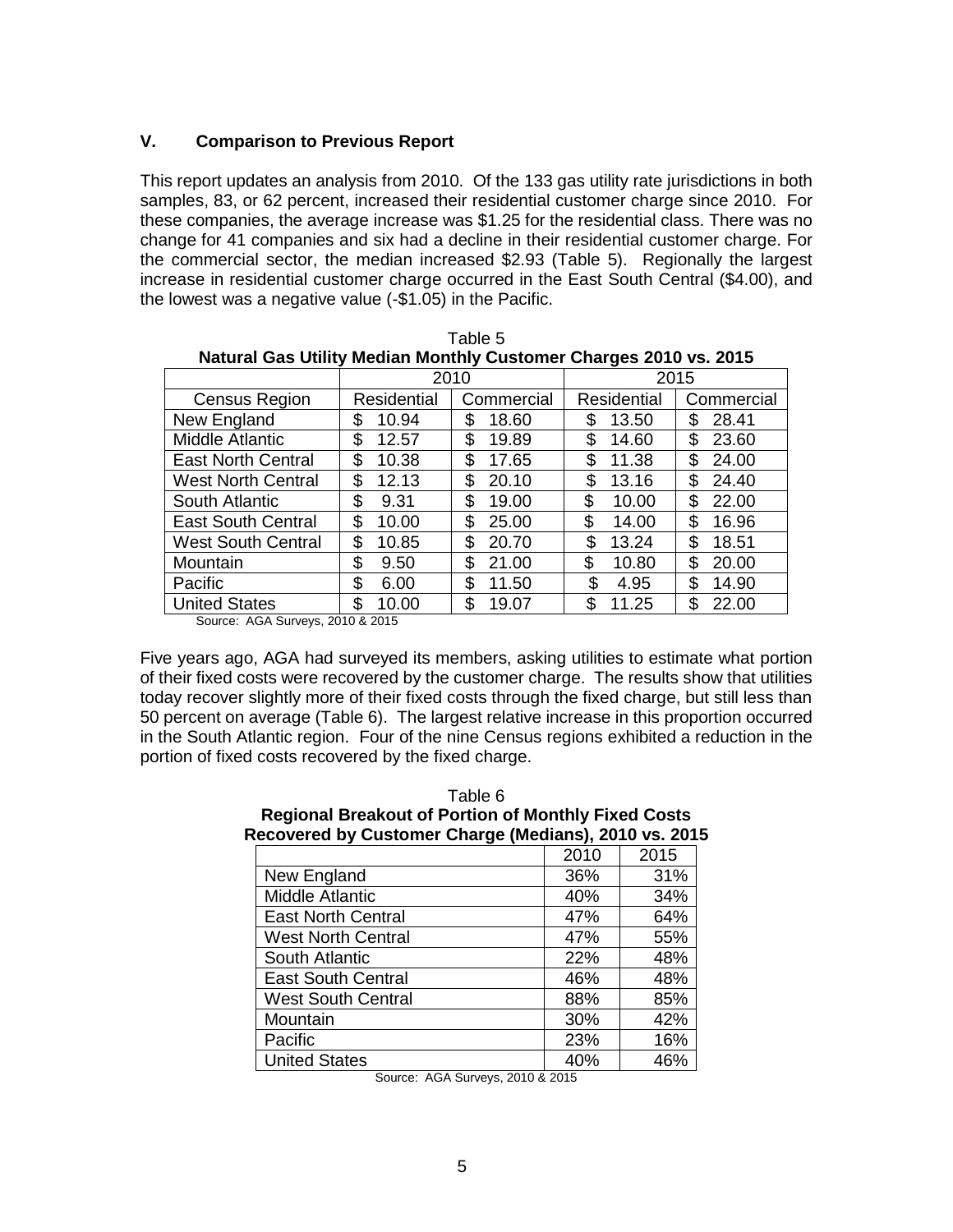## V. Comparison to Previous Report

This report updates an analysis from 2010. Of the 133 gas utility rate jurisdictions in both samples, 83, or 62 percent, increased their residential customer charge since 2010. For these companies, the average increase was $1.25 for the residential class. There was no change for 41 companies and six had a decline in their residential customer charge. For the commercial sector, the median increased $2.93 (Table 5). Regionally the largest increase in residential customer charge occurred in the East South Central ($4.00), and the lowest was a negative value (-$1.05) in the Pacific.

Table 5
**Natural Gas Utility Median Monthly Customer Charges 2010 vs. 2015**

| | 2010 | | 2015 | |
|---|---|---|---|---|
| Census Region | Residential | Commercial | Residential | Commercial |
| New England | $ 10.94 | $ 18.60 | $ 13.50 | $ 28.41 |
| Middle Atlantic | $ 12.57 | $ 19.89 | $ 14.60 | $ 23.60 |
| East North Central | $ 10.38 | $ 17.65 | $ 11.38 | $ 24.00 |
| West North Central | $ 12.13 | $ 20.10 | $ 13.16 | $ 24.40 |
| South Atlantic | $ 9.31 | $ 19.00 | $ 10.00 | $ 22.00 |
| East South Central | $ 10.00 | $ 25.00 | $ 14.00 | $ 16.96 |
| West South Central | $ 10.85 | $ 20.70 | $ 13.24 | $ 18.51 |
| Mountain | $ 9.50 | $ 21.00 | $ 10.80 | $ 20.00 |
| Pacific | $ 6.00 | $ 11.50 | $ 4.95 | $ 14.90 |
| United States | $ 10.00 | $ 19.07 | $ 11.25 | $ 22.00 |

Source: AGA Surveys, 2010 & 2015

Five years ago, AGA had surveyed its members, asking utilities to estimate what portion of their fixed costs were recovered by the customer charge. The results show that utilities today recover slightly more of their fixed costs through the fixed charge, but still less than 50 percent on average (Table 6). The largest relative increase in this proportion occurred in the South Atlantic region. Four of the nine Census regions exhibited a reduction in the portion of fixed costs recovered by the fixed charge.

Table 6
**Regional Breakout of Portion of Monthly Fixed Costs Recovered by Customer Charge (Medians), 2010 vs. 2015**

| | 2010 | 2015 |
|---|---|---|
| New England | 36% | 31% |
| Middle Atlantic | 40% | 34% |
| East North Central | 47% | 64% |
| West North Central | 47% | 55% |
| South Atlantic | 22% | 48% |
| East South Central | 46% | 48% |
| West South Central | 88% | 85% |
| Mountain | 30% | 42% |
| Pacific | 23% | 16% |
| United States | 40% | 46% |

Source: AGA Surveys, 2010 & 2015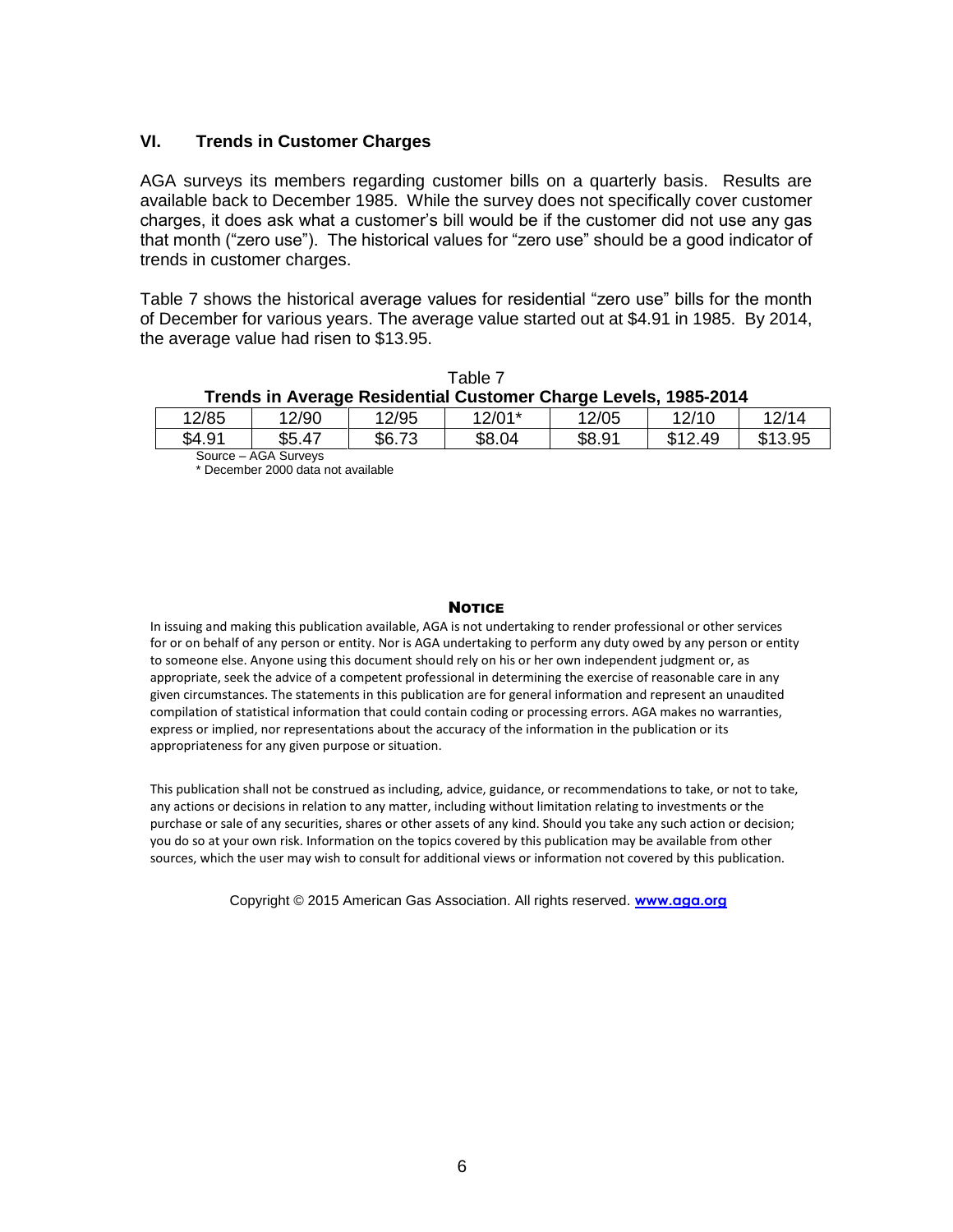## VI. Trends in Customer Charges

AGA surveys its members regarding customer bills on a quarterly basis. Results are available back to December 1985. While the survey does not specifically cover customer charges, it does ask what a customer's bill would be if the customer did not use any gas that month ("zero use"). The historical values for "zero use" should be a good indicator of trends in customer charges.

Table 7 shows the historical average values for residential "zero use" bills for the month of December for various years. The average value started out at $4.91 in 1985. By 2014, the average value had risen to $13.95.

Table 7

**Trends in Average Residential Customer Charge Levels, 1985-2014**

| 12/85 | 12/90 | 12/95 | 12/01* | 12/05 | 12/10 | 12/14 |
|---|---|---|---|---|---|---|
| $4.91 | $5.47 | $6.73 | $8.04 | $8.91 | $12.49 | $13.95 |

Source – AGA Surveys

* December 2000 data not available

**NOTICE**

In issuing and making this publication available, AGA is not undertaking to render professional or other services for or on behalf of any person or entity. Nor is AGA undertaking to perform any duty owed by any person or entity to someone else. Anyone using this document should rely on his or her own independent judgment or, as appropriate, seek the advice of a competent professional in determining the exercise of reasonable care in any given circumstances. The statements in this publication are for general information and represent an unaudited compilation of statistical information that could contain coding or processing errors. AGA makes no warranties, express or implied, nor representations about the accuracy of the information in the publication or its appropriateness for any given purpose or situation.

This publication shall not be construed as including, advice, guidance, or recommendations to take, or not to take, any actions or decisions in relation to any matter, including without limitation relating to investments or the purchase or sale of any securities, shares or other assets of any kind. Should you take any such action or decision; you do so at your own risk. Information on the topics covered by this publication may be available from other sources, which the user may wish to consult for additional views or information not covered by this publication.

Copyright © 2015 American Gas Association. All rights reserved. **www.aga.org**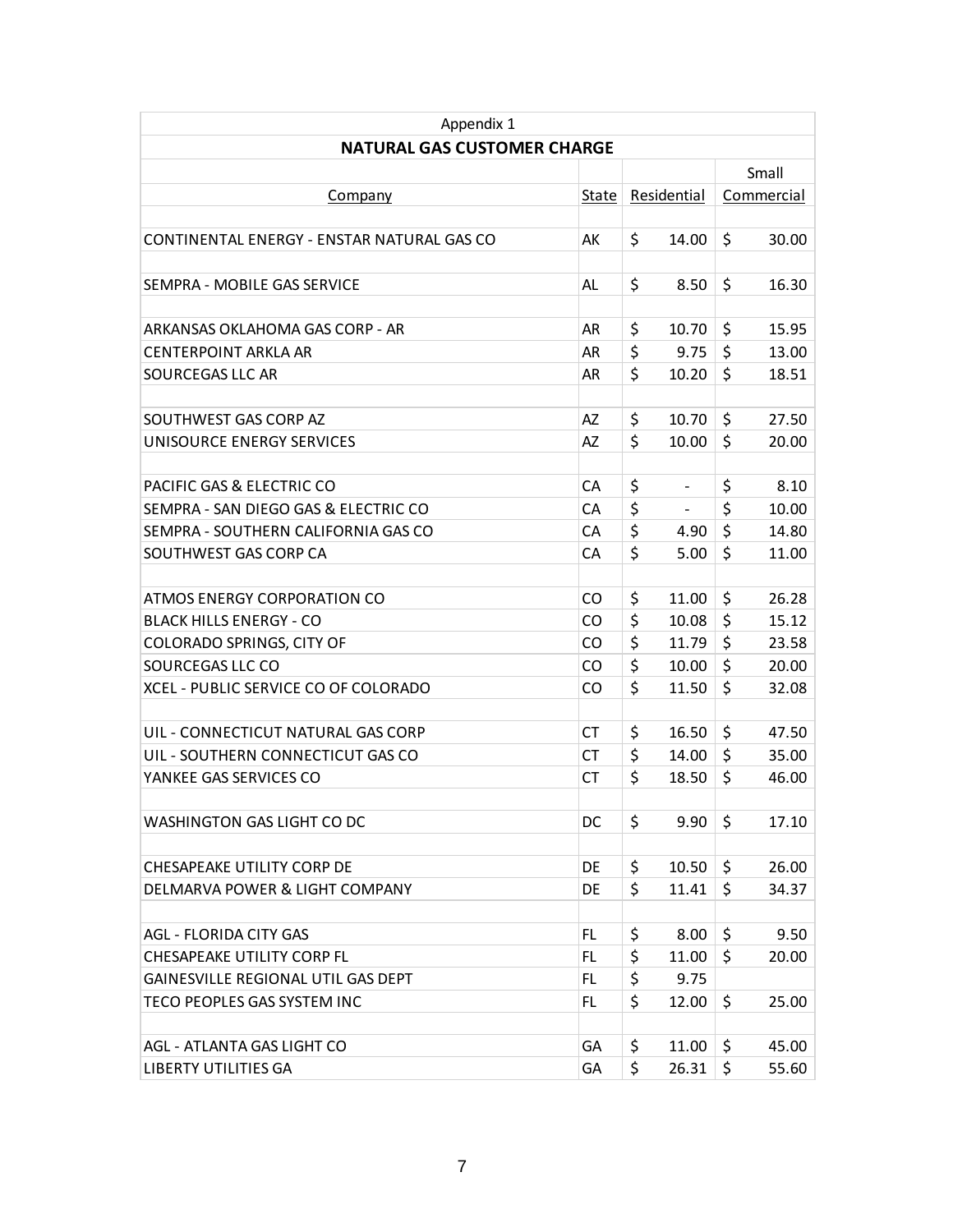Appendix 1

## NATURAL GAS CUSTOMER CHARGE

| Company | State | Residential | Small Commercial |
|---|---|---|---|
| CONTINENTAL ENERGY - ENSTAR NATURAL GAS CO | AK | $ 14.00 | $ 30.00 |
| SEMPRA - MOBILE GAS SERVICE | AL | $ 8.50 | $ 16.30 |
| ARKANSAS OKLAHOMA GAS CORP - AR | AR | $ 10.70 | $ 15.95 |
| CENTERPOINT ARKLA AR | AR | $ 9.75 | $ 13.00 |
| SOURCEGAS LLC AR | AR | $ 10.20 | $ 18.51 |
| SOUTHWEST GAS CORP AZ | AZ | $ 10.70 | $ 27.50 |
| UNISOURCE ENERGY SERVICES | AZ | $ 10.00 | $ 20.00 |
| PACIFIC GAS & ELECTRIC CO | CA | $ - | $ 8.10 |
| SEMPRA - SAN DIEGO GAS & ELECTRIC CO | CA | $ - | $ 10.00 |
| SEMPRA - SOUTHERN CALIFORNIA GAS CO | CA | $ 4.90 | $ 14.80 |
| SOUTHWEST GAS CORP CA | CA | $ 5.00 | $ 11.00 |
| ATMOS ENERGY CORPORATION CO | CO | $ 11.00 | $ 26.28 |
| BLACK HILLS ENERGY - CO | CO | $ 10.08 | $ 15.12 |
| COLORADO SPRINGS, CITY OF | CO | $ 11.79 | $ 23.58 |
| SOURCEGAS LLC CO | CO | $ 10.00 | $ 20.00 |
| XCEL - PUBLIC SERVICE CO OF COLORADO | CO | $ 11.50 | $ 32.08 |
| UIL - CONNECTICUT NATURAL GAS CORP | CT | $ 16.50 | $ 47.50 |
| UIL - SOUTHERN CONNECTICUT GAS CO | CT | $ 14.00 | $ 35.00 |
| YANKEE GAS SERVICES CO | CT | $ 18.50 | $ 46.00 |
| WASHINGTON GAS LIGHT CO DC | DC | $ 9.90 | $ 17.10 |
| CHESAPEAKE UTILITY CORP DE | DE | $ 10.50 | $ 26.00 |
| DELMARVA POWER & LIGHT COMPANY | DE | $ 11.41 | $ 34.37 |
| AGL - FLORIDA CITY GAS | FL | $ 8.00 | $ 9.50 |
| CHESAPEAKE UTILITY CORP FL | FL | $ 11.00 | $ 20.00 |
| GAINESVILLE REGIONAL UTIL GAS DEPT | FL | $ 9.75 | |
| TECO PEOPLES GAS SYSTEM INC | FL | $ 12.00 | $ 25.00 |
| AGL - ATLANTA GAS LIGHT CO | GA | $ 11.00 | $ 45.00 |
| LIBERTY UTILITIES GA | GA | $ 26.31 | $ 55.60 |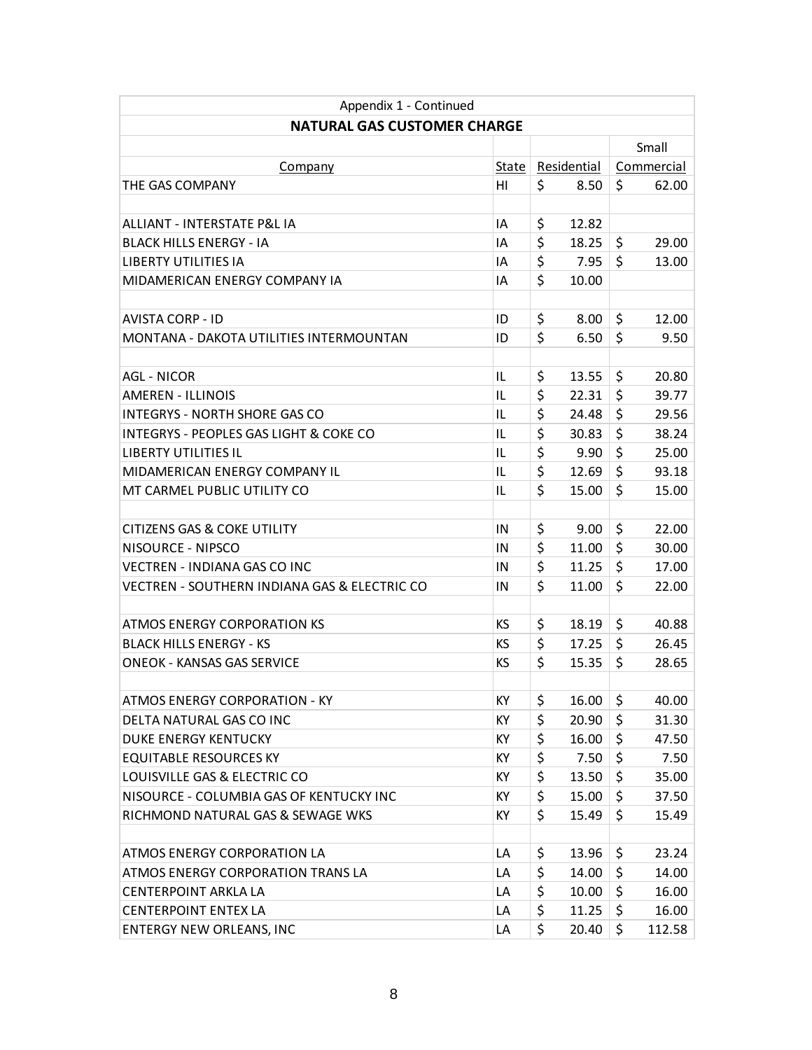Appendix 1 - Continued

**NATURAL GAS CUSTOMER CHARGE**

| Company | State | Residential | Small Commercial |
|---|---|---|---|
| THE GAS COMPANY | HI | $ 8.50 | $ 62.00 |
| | | | |
| ALLIANT - INTERSTATE P&L IA | IA | $ 12.82 | |
| BLACK HILLS ENERGY - IA | IA | $ 18.25 | $ 29.00 |
| LIBERTY UTILITIES IA | IA | $ 7.95 | $ 13.00 |
| MIDAMERICAN ENERGY COMPANY IA | IA | $ 10.00 | |
| | | | |
| AVISTA CORP - ID | ID | $ 8.00 | $ 12.00 |
| MONTANA - DAKOTA UTILITIES INTERMOUNTAN | ID | $ 6.50 | $ 9.50 |
| | | | |
| AGL - NICOR | IL | $ 13.55 | $ 20.80 |
| AMEREN - ILLINOIS | IL | $ 22.31 | $ 39.77 |
| INTEGRYS - NORTH SHORE GAS CO | IL | $ 24.48 | $ 29.56 |
| INTEGRYS - PEOPLES GAS LIGHT & COKE CO | IL | $ 30.83 | $ 38.24 |
| LIBERTY UTILITIES IL | IL | $ 9.90 | $ 25.00 |
| MIDAMERICAN ENERGY COMPANY IL | IL | $ 12.69 | $ 93.18 |
| MT CARMEL PUBLIC UTILITY CO | IL | $ 15.00 | $ 15.00 |
| | | | |
| CITIZENS GAS & COKE UTILITY | IN | $ 9.00 | $ 22.00 |
| NISOURCE - NIPSCO | IN | $ 11.00 | $ 30.00 |
| VECTREN - INDIANA GAS CO INC | IN | $ 11.25 | $ 17.00 |
| VECTREN - SOUTHERN INDIANA GAS & ELECTRIC CO | IN | $ 11.00 | $ 22.00 |
| | | | |
| ATMOS ENERGY CORPORATION KS | KS | $ 18.19 | $ 40.88 |
| BLACK HILLS ENERGY - KS | KS | $ 17.25 | $ 26.45 |
| ONEOK - KANSAS GAS SERVICE | KS | $ 15.35 | $ 28.65 |
| | | | |
| ATMOS ENERGY CORPORATION - KY | KY | $ 16.00 | $ 40.00 |
| DELTA NATURAL GAS CO INC | KY | $ 20.90 | $ 31.30 |
| DUKE ENERGY KENTUCKY | KY | $ 16.00 | $ 47.50 |
| EQUITABLE RESOURCES KY | KY | $ 7.50 | $ 7.50 |
| LOUISVILLE GAS & ELECTRIC CO | KY | $ 13.50 | $ 35.00 |
| NISOURCE - COLUMBIA GAS OF KENTUCKY INC | KY | $ 15.00 | $ 37.50 |
| RICHMOND NATURAL GAS & SEWAGE WKS | KY | $ 15.49 | $ 15.49 |
| | | | |
| ATMOS ENERGY CORPORATION LA | LA | $ 13.96 | $ 23.24 |
| ATMOS ENERGY CORPORATION TRANS LA | LA | $ 14.00 | $ 14.00 |
| CENTERPOINT ARKLA LA | LA | $ 10.00 | $ 16.00 |
| CENTERPOINT ENTEX LA | LA | $ 11.25 | $ 16.00 |
| ENTERGY NEW ORLEANS, INC | LA | $ 20.40 | $ 112.58 |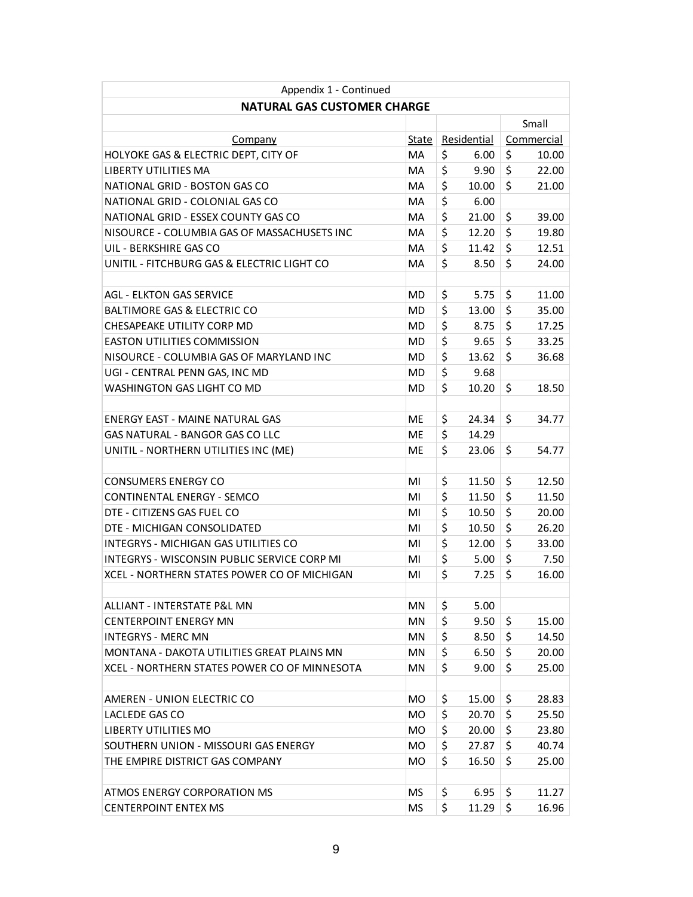Appendix 1 - Continued

**NATURAL GAS CUSTOMER CHARGE**

| Company | State | Residential | Small Commercial |
|---|---|---|---|
| HOLYOKE GAS & ELECTRIC DEPT, CITY OF | MA | $ 6.00 | $ 10.00 |
| LIBERTY UTILITIES MA | MA | $ 9.90 | $ 22.00 |
| NATIONAL GRID - BOSTON GAS CO | MA | $ 10.00 | $ 21.00 |
| NATIONAL GRID - COLONIAL GAS CO | MA | $ 6.00 | |
| NATIONAL GRID - ESSEX COUNTY GAS CO | MA | $ 21.00 | $ 39.00 |
| NISOURCE - COLUMBIA GAS OF MASSACHUSETS INC | MA | $ 12.20 | $ 19.80 |
| UIL - BERKSHIRE GAS CO | MA | $ 11.42 | $ 12.51 |
| UNITIL - FITCHBURG GAS & ELECTRIC LIGHT CO | MA | $ 8.50 | $ 24.00 |
| | | | |
| AGL - ELKTON GAS SERVICE | MD | $ 5.75 | $ 11.00 |
| BALTIMORE GAS & ELECTRIC CO | MD | $ 13.00 | $ 35.00 |
| CHESAPEAKE UTILITY CORP MD | MD | $ 8.75 | $ 17.25 |
| EASTON UTILITIES COMMISSION | MD | $ 9.65 | $ 33.25 |
| NISOURCE - COLUMBIA GAS OF MARYLAND INC | MD | $ 13.62 | $ 36.68 |
| UGI - CENTRAL PENN GAS, INC MD | MD | $ 9.68 | |
| WASHINGTON GAS LIGHT CO MD | MD | $ 10.20 | $ 18.50 |
| | | | |
| ENERGY EAST - MAINE NATURAL GAS | ME | $ 24.34 | $ 34.77 |
| GAS NATURAL - BANGOR GAS CO LLC | ME | $ 14.29 | |
| UNITIL - NORTHERN UTILITIES INC (ME) | ME | $ 23.06 | $ 54.77 |
| | | | |
| CONSUMERS ENERGY CO | MI | $ 11.50 | $ 12.50 |
| CONTINENTAL ENERGY - SEMCO | MI | $ 11.50 | $ 11.50 |
| DTE - CITIZENS GAS FUEL CO | MI | $ 10.50 | $ 20.00 |
| DTE - MICHIGAN CONSOLIDATED | MI | $ 10.50 | $ 26.20 |
| INTEGRYS - MICHIGAN GAS UTILITIES CO | MI | $ 12.00 | $ 33.00 |
| INTEGRYS - WISCONSIN PUBLIC SERVICE CORP MI | MI | $ 5.00 | $ 7.50 |
| XCEL - NORTHERN STATES POWER CO OF MICHIGAN | MI | $ 7.25 | $ 16.00 |
| | | | |
| ALLIANT - INTERSTATE P&L MN | MN | $ 5.00 | |
| CENTERPOINT ENERGY MN | MN | $ 9.50 | $ 15.00 |
| INTEGRYS - MERC MN | MN | $ 8.50 | $ 14.50 |
| MONTANA - DAKOTA UTILITIES GREAT PLAINS MN | MN | $ 6.50 | $ 20.00 |
| XCEL - NORTHERN STATES POWER CO OF MINNESOTA | MN | $ 9.00 | $ 25.00 |
| | | | |
| AMEREN - UNION ELECTRIC CO | MO | $ 15.00 | $ 28.83 |
| LACLEDE GAS CO | MO | $ 20.70 | $ 25.50 |
| LIBERTY UTILITIES MO | MO | $ 20.00 | $ 23.80 |
| SOUTHERN UNION - MISSOURI GAS ENERGY | MO | $ 27.87 | $ 40.74 |
| THE EMPIRE DISTRICT GAS COMPANY | MO | $ 16.50 | $ 25.00 |
| | | | |
| ATMOS ENERGY CORPORATION MS | MS | $ 6.95 | $ 11.27 |
| CENTERPOINT ENTEX MS | MS | $ 11.29 | $ 16.96 |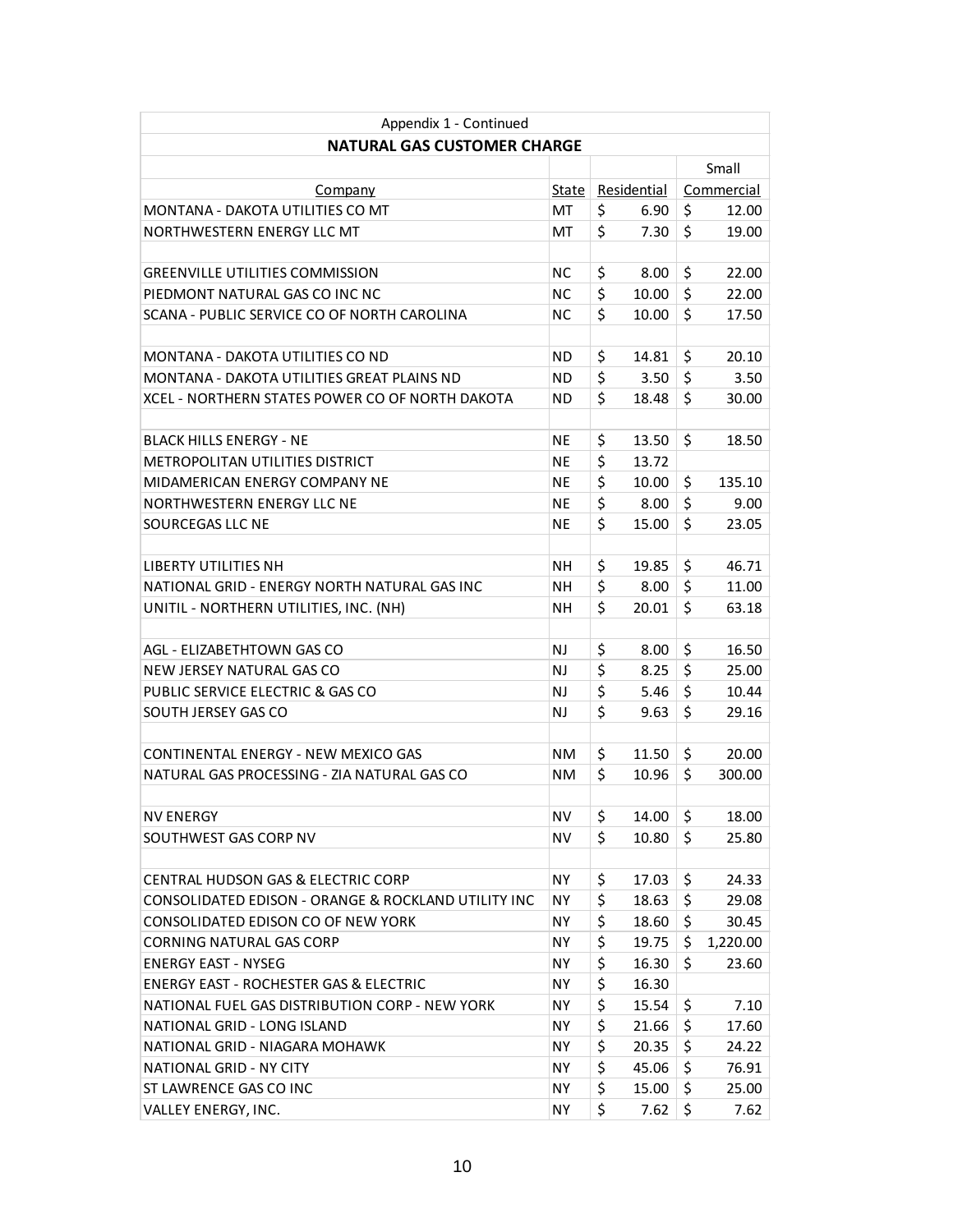Appendix 1 - Continued

**NATURAL GAS CUSTOMER CHARGE**

| Company | State | Residential | Small Commercial |
|---|---|---|---|
| MONTANA - DAKOTA UTILITIES CO MT | MT | $ 6.90 | $ 12.00 |
| NORTHWESTERN ENERGY LLC MT | MT | $ 7.30 | $ 19.00 |
| | | | |
| GREENVILLE UTILITIES COMMISSION | NC | $ 8.00 | $ 22.00 |
| PIEDMONT NATURAL GAS CO INC NC | NC | $ 10.00 | $ 22.00 |
| SCANA - PUBLIC SERVICE CO OF NORTH CAROLINA | NC | $ 10.00 | $ 17.50 |
| | | | |
| MONTANA - DAKOTA UTILITIES CO ND | ND | $ 14.81 | $ 20.10 |
| MONTANA - DAKOTA UTILITIES GREAT PLAINS ND | ND | $ 3.50 | $ 3.50 |
| XCEL - NORTHERN STATES POWER CO OF NORTH DAKOTA | ND | $ 18.48 | $ 30.00 |
| | | | |
| BLACK HILLS ENERGY - NE | NE | $ 13.50 | $ 18.50 |
| METROPOLITAN UTILITIES DISTRICT | NE | $ 13.72 | |
| MIDAMERICAN ENERGY COMPANY NE | NE | $ 10.00 | $ 135.10 |
| NORTHWESTERN ENERGY LLC NE | NE | $ 8.00 | $ 9.00 |
| SOURCEGAS LLC NE | NE | $ 15.00 | $ 23.05 |
| | | | |
| LIBERTY UTILITIES NH | NH | $ 19.85 | $ 46.71 |
| NATIONAL GRID - ENERGY NORTH NATURAL GAS INC | NH | $ 8.00 | $ 11.00 |
| UNITIL - NORTHERN UTILITIES, INC. (NH) | NH | $ 20.01 | $ 63.18 |
| | | | |
| AGL - ELIZABETHTOWN GAS CO | NJ | $ 8.00 | $ 16.50 |
| NEW JERSEY NATURAL GAS CO | NJ | $ 8.25 | $ 25.00 |
| PUBLIC SERVICE ELECTRIC & GAS CO | NJ | $ 5.46 | $ 10.44 |
| SOUTH JERSEY GAS CO | NJ | $ 9.63 | $ 29.16 |
| | | | |
| CONTINENTAL ENERGY - NEW MEXICO GAS | NM | $ 11.50 | $ 20.00 |
| NATURAL GAS PROCESSING - ZIA NATURAL GAS CO | NM | $ 10.96 | $ 300.00 |
| | | | |
| NV ENERGY | NV | $ 14.00 | $ 18.00 |
| SOUTHWEST GAS CORP NV | NV | $ 10.80 | $ 25.80 |
| | | | |
| CENTRAL HUDSON GAS & ELECTRIC CORP | NY | $ 17.03 | $ 24.33 |
| CONSOLIDATED EDISON - ORANGE & ROCKLAND UTILITY INC | NY | $ 18.63 | $ 29.08 |
| CONSOLIDATED EDISON CO OF NEW YORK | NY | $ 18.60 | $ 30.45 |
| CORNING NATURAL GAS CORP | NY | $ 19.75 | $ 1,220.00 |
| ENERGY EAST - NYSEG | NY | $ 16.30 | $ 23.60 |
| ENERGY EAST - ROCHESTER GAS & ELECTRIC | NY | $ 16.30 | |
| NATIONAL FUEL GAS DISTRIBUTION CORP - NEW YORK | NY | $ 15.54 | $ 7.10 |
| NATIONAL GRID - LONG ISLAND | NY | $ 21.66 | $ 17.60 |
| NATIONAL GRID - NIAGARA MOHAWK | NY | $ 20.35 | $ 24.22 |
| NATIONAL GRID - NY CITY | NY | $ 45.06 | $ 76.91 |
| ST LAWRENCE GAS CO INC | NY | $ 15.00 | $ 25.00 |
| VALLEY ENERGY, INC. | NY | $ 7.62 | $ 7.62 |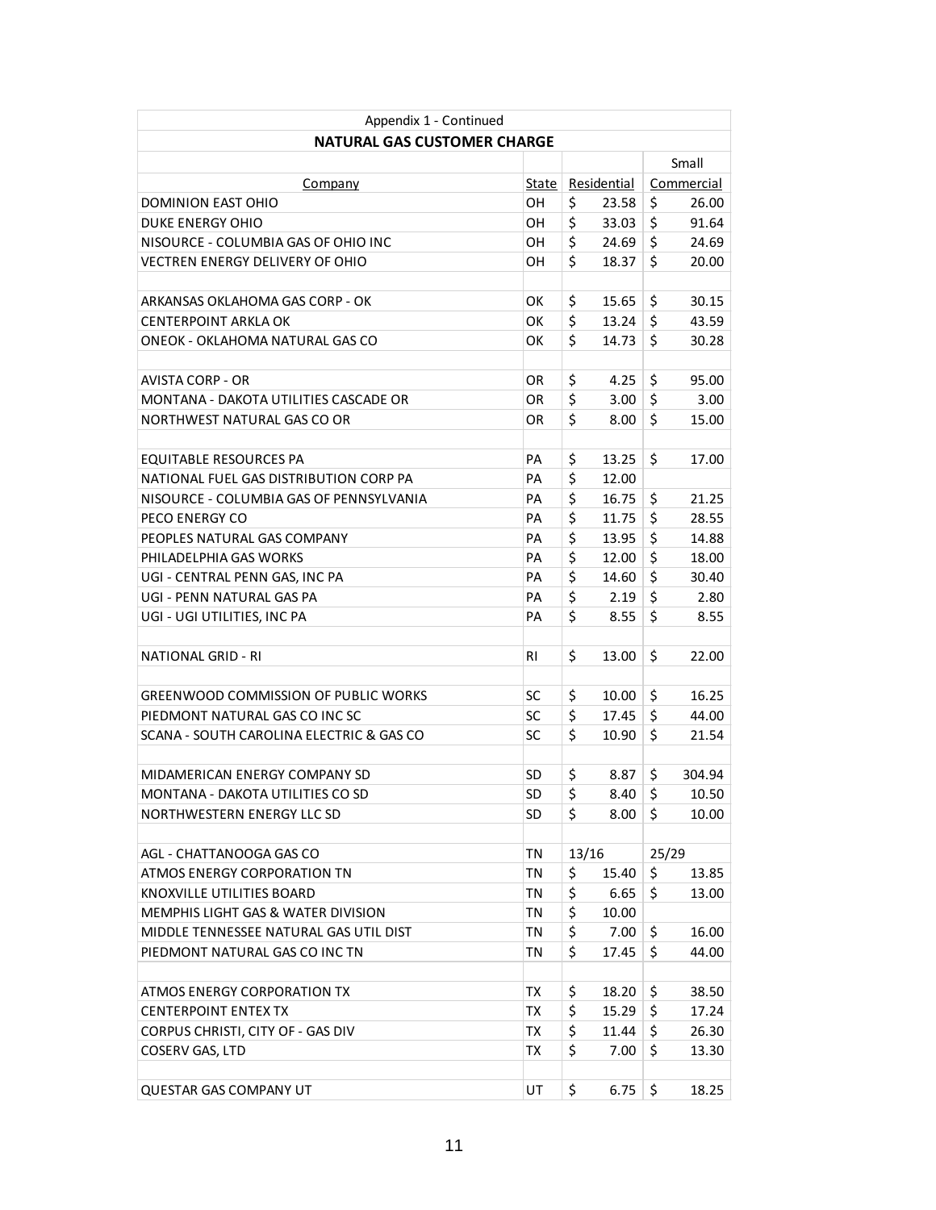Appendix 1 - Continued

**NATURAL GAS CUSTOMER CHARGE**

| Company | State | Residential | Small Commercial |
|---|---|---|---|
| DOMINION EAST OHIO | OH | $ 23.58 | $ 26.00 |
| DUKE ENERGY OHIO | OH | $ 33.03 | $ 91.64 |
| NISOURCE - COLUMBIA GAS OF OHIO INC | OH | $ 24.69 | $ 24.69 |
| VECTREN ENERGY DELIVERY OF OHIO | OH | $ 18.37 | $ 20.00 |
| | | | |
| ARKANSAS OKLAHOMA GAS CORP - OK | OK | $ 15.65 | $ 30.15 |
| CENTERPOINT ARKLA OK | OK | $ 13.24 | $ 43.59 |
| ONEOK - OKLAHOMA NATURAL GAS CO | OK | $ 14.73 | $ 30.28 |
| | | | |
| AVISTA CORP - OR | OR | $ 4.25 | $ 95.00 |
| MONTANA - DAKOTA UTILITIES CASCADE OR | OR | $ 3.00 | $ 3.00 |
| NORTHWEST NATURAL GAS CO OR | OR | $ 8.00 | $ 15.00 |
| | | | |
| EQUITABLE RESOURCES PA | PA | $ 13.25 | $ 17.00 |
| NATIONAL FUEL GAS DISTRIBUTION CORP PA | PA | $ 12.00 | |
| NISOURCE - COLUMBIA GAS OF PENNSYLVANIA | PA | $ 16.75 | $ 21.25 |
| PECO ENERGY CO | PA | $ 11.75 | $ 28.55 |
| PEOPLES NATURAL GAS COMPANY | PA | $ 13.95 | $ 14.88 |
| PHILADELPHIA GAS WORKS | PA | $ 12.00 | $ 18.00 |
| UGI - CENTRAL PENN GAS, INC PA | PA | $ 14.60 | $ 30.40 |
| UGI - PENN NATURAL GAS PA | PA | $ 2.19 | $ 2.80 |
| UGI - UGI UTILITIES, INC PA | PA | $ 8.55 | $ 8.55 |
| | | | |
| NATIONAL GRID - RI | RI | $ 13.00 | $ 22.00 |
| | | | |
| GREENWOOD COMMISSION OF PUBLIC WORKS | SC | $ 10.00 | $ 16.25 |
| PIEDMONT NATURAL GAS CO INC SC | SC | $ 17.45 | $ 44.00 |
| SCANA - SOUTH CAROLINA ELECTRIC & GAS CO | SC | $ 10.90 | $ 21.54 |
| | | | |
| MIDAMERICAN ENERGY COMPANY SD | SD | $ 8.87 | $ 304.94 |
| MONTANA - DAKOTA UTILITIES CO SD | SD | $ 8.40 | $ 10.50 |
| NORTHWESTERN ENERGY LLC SD | SD | $ 8.00 | $ 10.00 |
| | | | |
| AGL - CHATTANOOGA GAS CO | TN | 13/16 | 25/29 |
| ATMOS ENERGY CORPORATION TN | TN | $ 15.40 | $ 13.85 |
| KNOXVILLE UTILITIES BOARD | TN | $ 6.65 | $ 13.00 |
| MEMPHIS LIGHT GAS & WATER DIVISION | TN | $ 10.00 | |
| MIDDLE TENNESSEE NATURAL GAS UTIL DIST | TN | $ 7.00 | $ 16.00 |
| PIEDMONT NATURAL GAS CO INC TN | TN | $ 17.45 | $ 44.00 |
| | | | |
| ATMOS ENERGY CORPORATION TX | TX | $ 18.20 | $ 38.50 |
| CENTERPOINT ENTEX TX | TX | $ 15.29 | $ 17.24 |
| CORPUS CHRISTI, CITY OF - GAS DIV | TX | $ 11.44 | $ 26.30 |
| COSERV GAS, LTD | TX | $ 7.00 | $ 13.30 |
| | | | |
| QUESTAR GAS COMPANY UT | UT | $ 6.75 | $ 18.25 |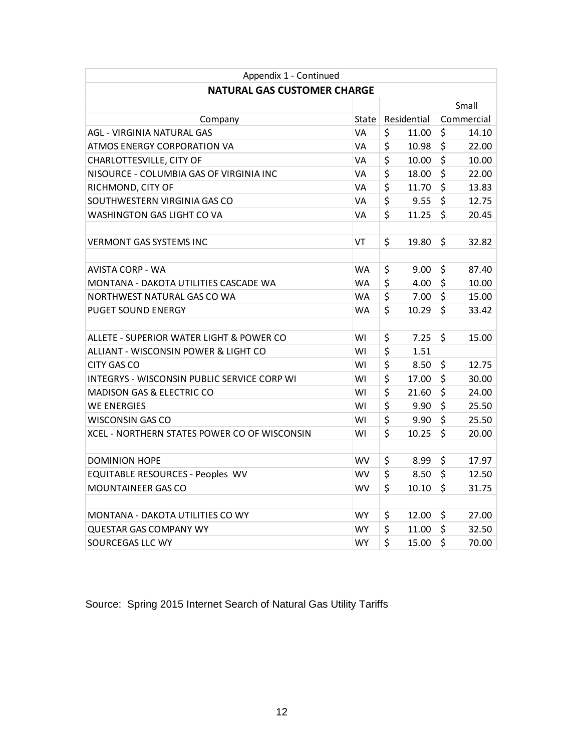| Appendix 1 - Continued | | | |
|---|---|---|---|
| **NATURAL GAS CUSTOMER CHARGE** | | | |
| | | | Small |
| Company | State | Residential | Commercial |
| AGL - VIRGINIA NATURAL GAS | VA | $ 11.00 | $ 14.10 |
| ATMOS ENERGY CORPORATION VA | VA | $ 10.98 | $ 22.00 |
| CHARLOTTESVILLE, CITY OF | VA | $ 10.00 | $ 10.00 |
| NISOURCE - COLUMBIA GAS OF VIRGINIA INC | VA | $ 18.00 | $ 22.00 |
| RICHMOND, CITY OF | VA | $ 11.70 | $ 13.83 |
| SOUTHWESTERN VIRGINIA GAS CO | VA | $ 9.55 | $ 12.75 |
| WASHINGTON GAS LIGHT CO VA | VA | $ 11.25 | $ 20.45 |
| | | | |
| VERMONT GAS SYSTEMS INC | VT | $ 19.80 | $ 32.82 |
| | | | |
| AVISTA CORP - WA | WA | $ 9.00 | $ 87.40 |
| MONTANA - DAKOTA UTILITIES CASCADE WA | WA | $ 4.00 | $ 10.00 |
| NORTHWEST NATURAL GAS CO WA | WA | $ 7.00 | $ 15.00 |
| PUGET SOUND ENERGY | WA | $ 10.29 | $ 33.42 |
| | | | |
| ALLETE - SUPERIOR WATER LIGHT & POWER CO | WI | $ 7.25 | $ 15.00 |
| ALLIANT - WISCONSIN POWER & LIGHT CO | WI | $ 1.51 | |
| CITY GAS CO | WI | $ 8.50 | $ 12.75 |
| INTEGRYS - WISCONSIN PUBLIC SERVICE CORP WI | WI | $ 17.00 | $ 30.00 |
| MADISON GAS & ELECTRIC CO | WI | $ 21.60 | $ 24.00 |
| WE ENERGIES | WI | $ 9.90 | $ 25.50 |
| WISCONSIN GAS CO | WI | $ 9.90 | $ 25.50 |
| XCEL - NORTHERN STATES POWER CO OF WISCONSIN | WI | $ 10.25 | $ 20.00 |
| | | | |
| DOMINION HOPE | WV | $ 8.99 | $ 17.97 |
| EQUITABLE RESOURCES - Peoples WV | WV | $ 8.50 | $ 12.50 |
| MOUNTAINEER GAS CO | WV | $ 10.10 | $ 31.75 |
| | | | |
| MONTANA - DAKOTA UTILITIES CO WY | WY | $ 12.00 | $ 27.00 |
| QUESTAR GAS COMPANY WY | WY | $ 11.00 | $ 32.50 |
| SOURCEGAS LLC WY | WY | $ 15.00 | $ 70.00 |

Source: Spring 2015 Internet Search of Natural Gas Utility Tariffs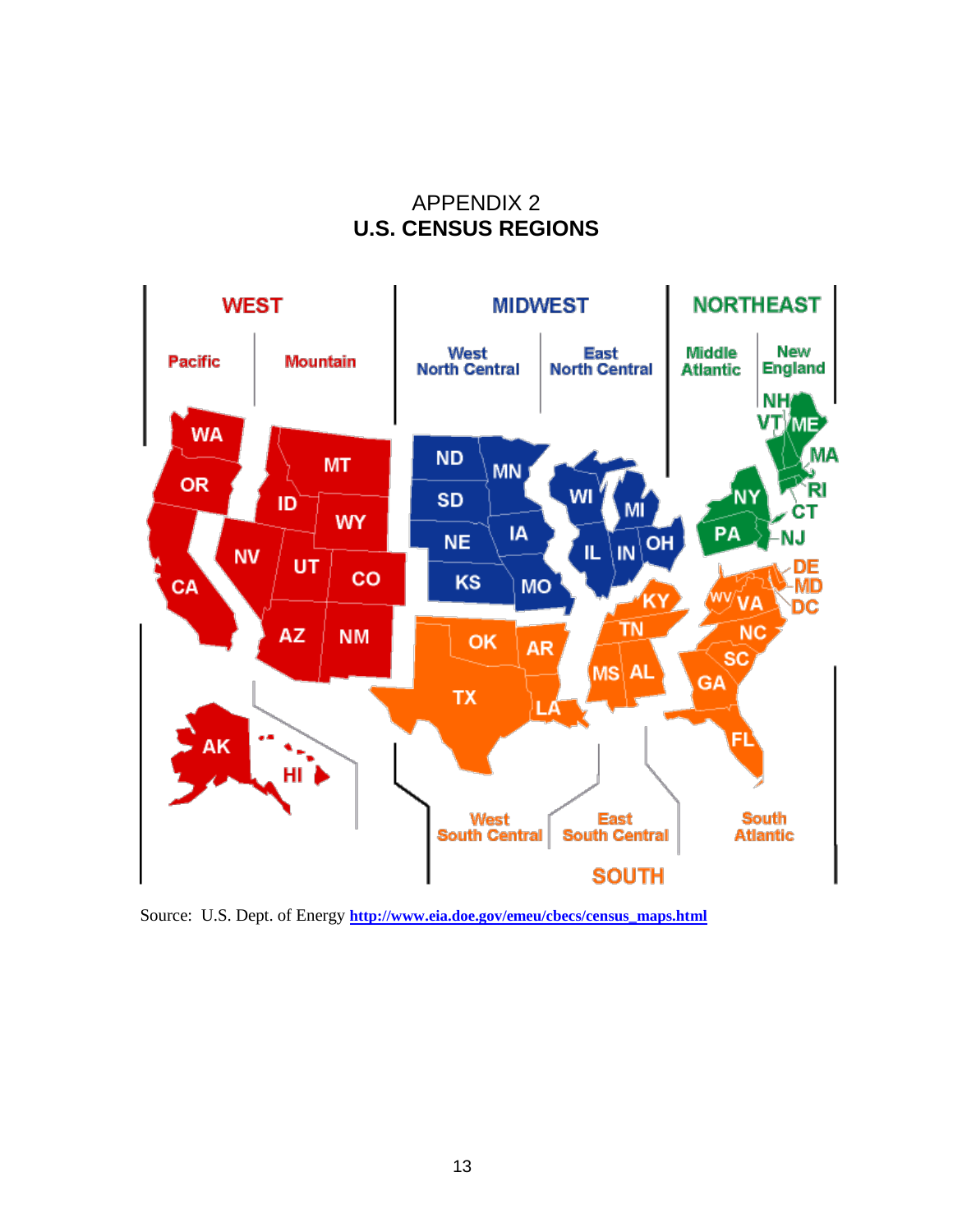APPENDIX 2

## U.S. CENSUS REGIONS

WEST

Pacific

Mountain

MIDWEST

West North Central

East North Central

NORTHEAST

Middle Atlantic

New England

WA OR CA AK HI

MT ID WY NV UT CO AZ NM

ND SD NE KS MN IA MO

WI MI IL IN OH

NY PA NJ

NH VT ME MA RI CT

TX OK AR LA

KY TN MS AL

DE MD DC WV VA NC SC GA FL

West South Central

East South Central

South Atlantic

SOUTH

Source: U.S. Dept. of Energy **http://www.eia.doe.gov/emeu/cbecs/census_maps.html**